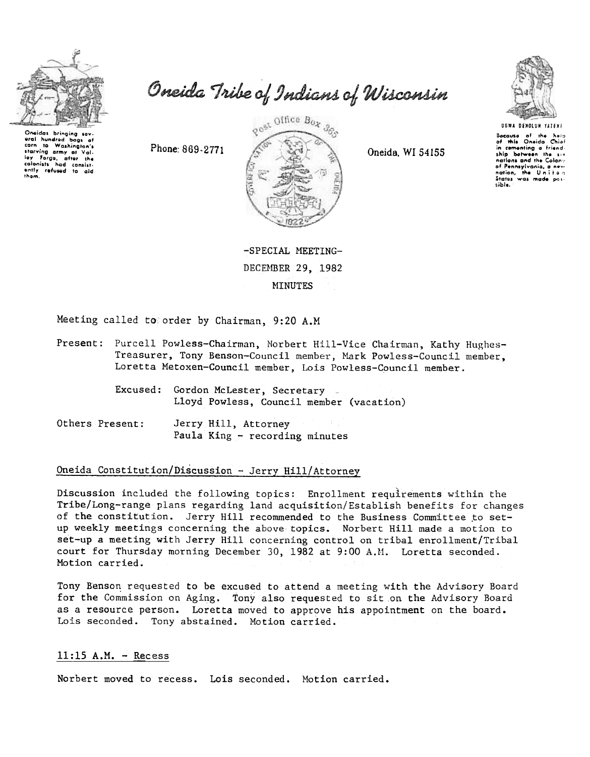# Oneida Tribe of Indians of Wisconsin

Oneidas bringing several hundred bags of corn to Washington's starving army at Valley Forge, after the colonists had consistently refused to aid them.

Phone: 869-2771

Post Office Box 365

Oneida, WI 54155

UGWA DEHOLUH YATEHE

Because of the help of this Oneida Chief in cementing a friendship between the six nations and the Colony of Pennsylvania, a new nation, the United States was made possible.

-SPECIAL MEETING-

DECEMBER 29, 1982

MINUTES

Meeting called to order by Chairman, 9:20 A.M

Present: Purcell Powless-Chairman, Norbert Hill-Vice Chairman, Kathy Hughes-Treasurer, Tony Benson-Council member, Mark Powless-Council member, Loretta Metoxen-Council member, Lois Powless-Council member.

Excused: Gordon McLester, Secretary
Lloyd Powless, Council member (vacation)

Others Present: Jerry Hill, Attorney
Paula King - recording minutes

## Oneida Constitution/Discussion - Jerry Hill/Attorney

Discussion included the following topics: Enrollment requirements within the Tribe/Long-range plans regarding land acquisition/Establish benefits for changes of the constitution. Jerry Hill recommended to the Business Committee to set-up weekly meetings concerning the above topics. Norbert Hill made a motion to set-up a meeting with Jerry Hill concerning control on tribal enrollment/Tribal court for Thursday morning December 30, 1982 at 9:00 A.M. Loretta seconded. Motion carried.

Tony Benson requested to be excused to attend a meeting with the Advisory Board for the Commission on Aging. Tony also requested to sit on the Advisory Board as a resource person. Loretta moved to approve his appointment on the board. Lois seconded. Tony abstained. Motion carried.

## 11:15 A.M. - Recess

Norbert moved to recess. Lois seconded. Motion carried.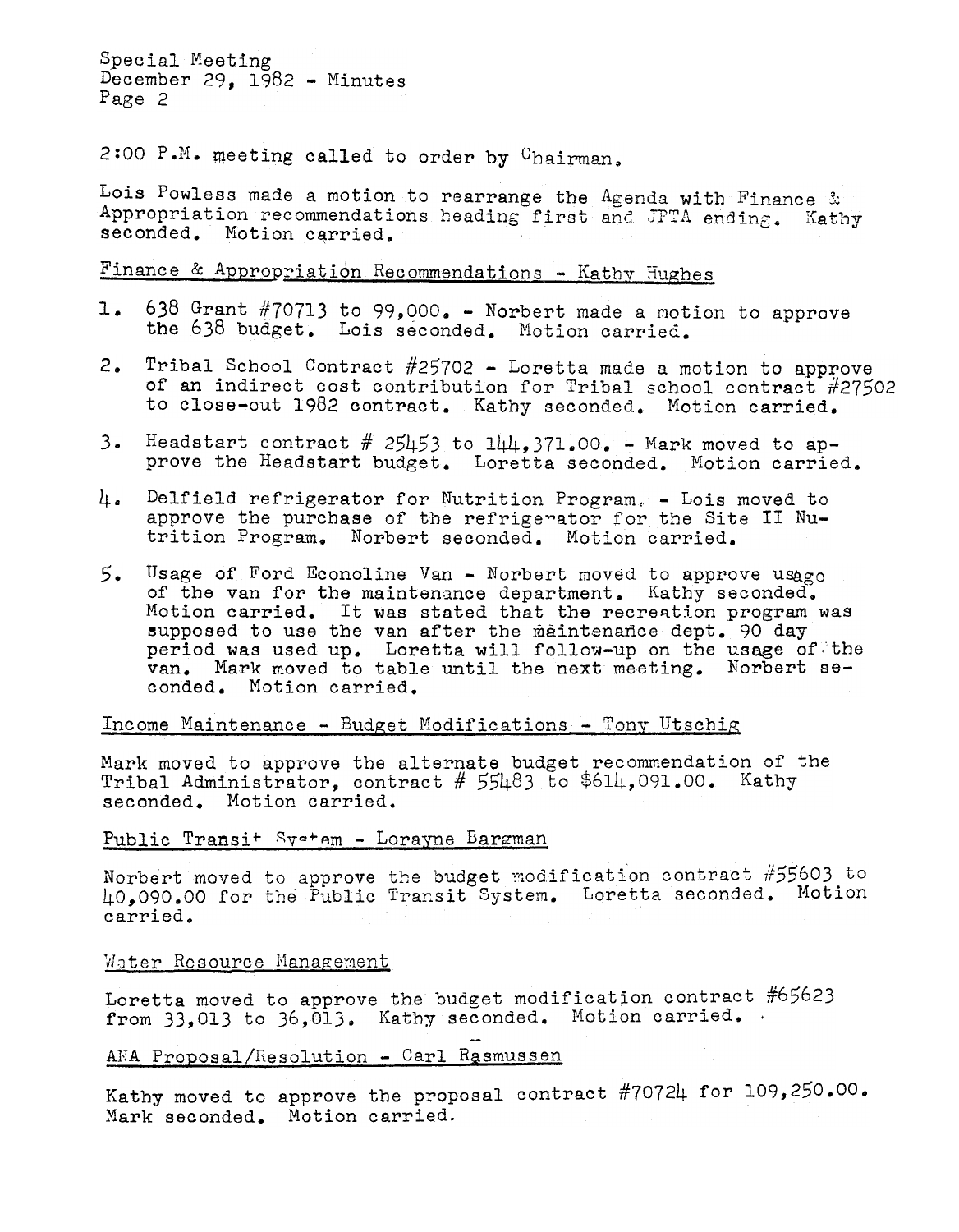2:00 P.M. meeting called to order by Chairman.

Lois Powless made a motion to rearrange the Agenda with Finance & Appropriation recommendations heading first and JPTA ending. Kathy seconded. Motion carried.

Finance & Appropriation Recommendations - Kathy Hughes

1. 638 Grant #70713 to 99,000. - Norbert made a motion to approve the 638 budget. Lois seconded. Motion carried.
2. Tribal School Contract #25702 - Loretta made a motion to approve of an indirect cost contribution for Tribal school contract #27502 to close-out 1982 contract. Kathy seconded. Motion carried.
3. Headstart contract # 25453 to 144,371.00. - Mark moved to approve the Headstart budget. Loretta seconded. Motion carried.
4. Delfield refrigerator for Nutrition Program. - Lois moved to approve the purchase of the refrigerator for the Site II Nutrition Program. Norbert seconded. Motion carried.
5. Usage of Ford Econoline Van - Norbert moved to approve usage of the van for the maintenance department. Kathy seconded. Motion carried. It was stated that the recreation program was supposed to use the van after the maintenance dept. 90 day period was used up. Loretta will follow-up on the usage of the van. Mark moved to table until the next meeting. Norbert seconded. Motion carried.

Income Maintenance - Budget Modifications - Tony Utschig

Mark moved to approve the alternate budget recommendation of the Tribal Administrator, contract # 55483 to $614,091.00. Kathy seconded. Motion carried.

Public Transit System - Lorayne Bargman

Norbert moved to approve the budget modification contract #55603 to 40,090.00 for the Public Transit System. Loretta seconded. Motion carried.

Water Resource Management

Loretta moved to approve the budget modification contract #65623 from 33,013 to 36,013. Kathy seconded. Motion carried.

ANA Proposal/Resolution - Carl Rasmussen

Kathy moved to approve the proposal contract #70724 for 109,250.00. Mark seconded. Motion carried.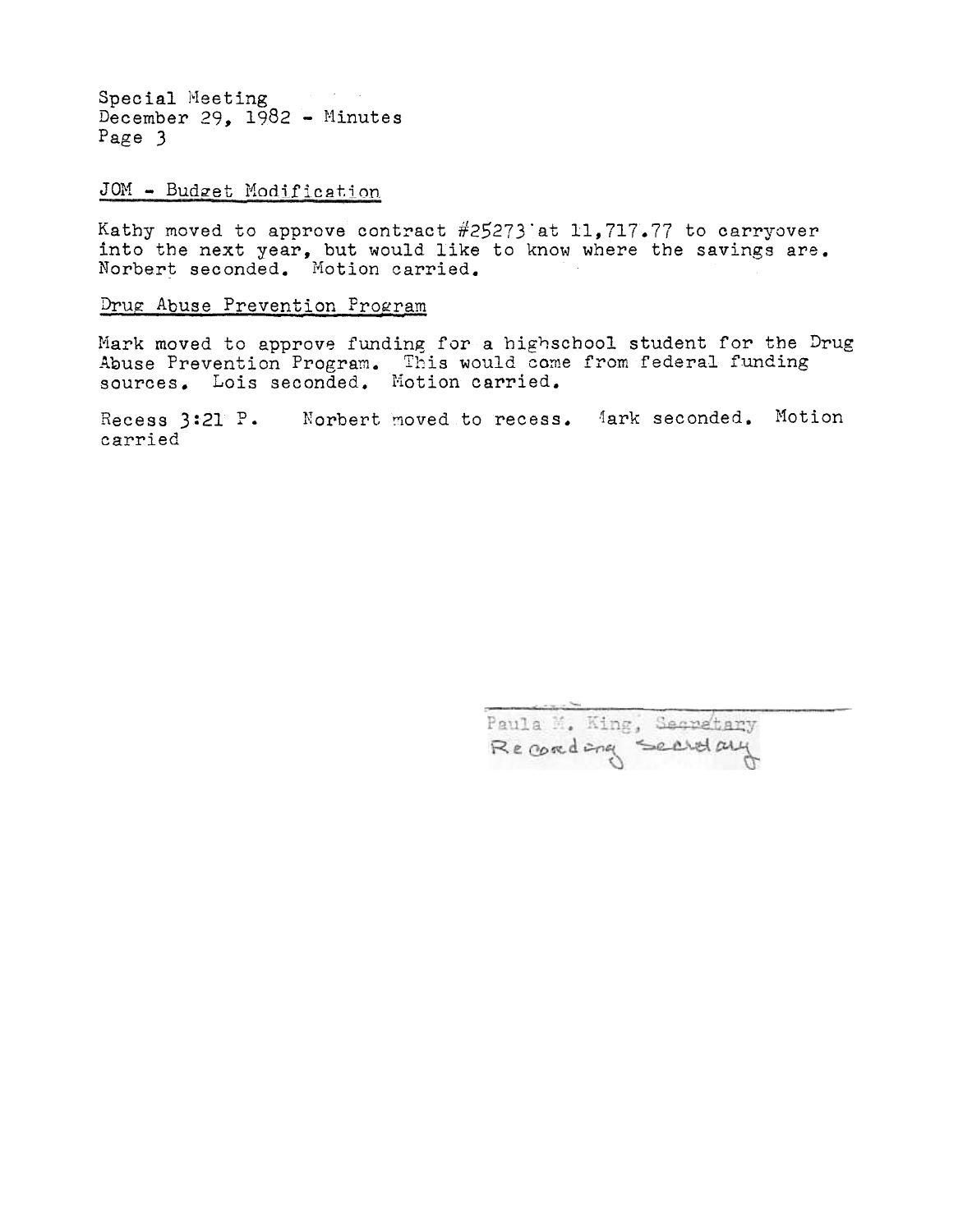Special Meeting
December 29, 1982 - Minutes
Page 3

## JOM - Budget Modification

Kathy moved to approve contract #25273 at 11,717.77 to carryover into the next year, but would like to know where the savings are. Norbert seconded. Motion carried.

## Drug Abuse Prevention Program

Mark moved to approve funding for a highschool student for the Drug Abuse Prevention Program. This would come from federal funding sources. Lois seconded. Motion carried.

Recess 3:21 P. Norbert moved to recess. Mark seconded. Motion carried

Paula M. King, ~~Secretary~~
Recording Secretary